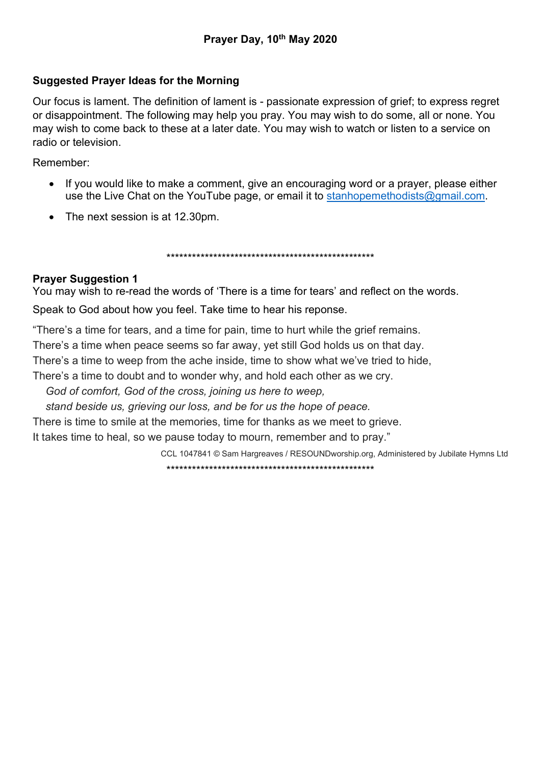# Prayer Day, 10th May 2020

## Suggested Prayer Ideas for the Morning

Our focus is lament. The definition of lament is - passionate expression of grief; to express regret or disappointment. The following may help you pray. You may wish to do some, all or none. You may wish to come back to these at a later date. You may wish to watch or listen to a service on radio or television.

Remember:

- If you would like to make a comment, give an encouraging word or a prayer, please either use the Live Chat on the YouTube page, or email it to stanhopemethodists@gmail.com.
- The next session is at 12.30pm.

**************************************************

**Prayer Suggestion 1**

You may wish to re-read the words of 'There is a time for tears' and reflect on the words.

Speak to God about how you feel. Take time to hear his reponse.

"There's a time for tears, and a time for pain, time to hurt while the grief remains.
There's a time when peace seems so far away, yet still God holds us on that day.
There's a time to weep from the ache inside, time to show what we've tried to hide,
There's a time to doubt and to wonder why, and hold each other as we cry.
*God of comfort, God of the cross, joining us here to weep,*
*stand beside us, grieving our loss, and be for us the hope of peace.*
There is time to smile at the memories, time for thanks as we meet to grieve.
It takes time to heal, so we pause today to mourn, remember and to pray."

CCL 1047841 © Sam Hargreaves / RESOUNDworship.org, Administered by Jubilate Hymns Ltd

**************************************************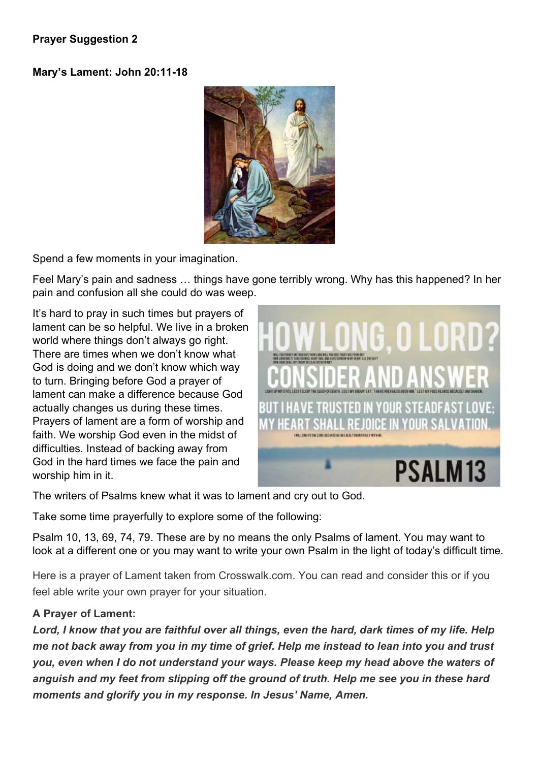**Prayer Suggestion 2**

**Mary's Lament: John 20:11-18**

Spend a few moments in your imagination.

Feel Mary's pain and sadness … things have gone terribly wrong. Why has this happened? In her pain and confusion all she could do was weep.

It's hard to pray in such times but prayers of lament can be so helpful. We live in a broken world where things don't always go right. There are times when we don't know what God is doing and we don't know which way to turn. Bringing before God a prayer of lament can make a difference because God actually changes us during these times. Prayers of lament are a form of worship and faith. We worship God even in the midst of difficulties. Instead of backing away from God in the hard times we face the pain and worship him in it.

The writers of Psalms knew what it was to lament and cry out to God.

Take some time prayerfully to explore some of the following:

Psalm 10, 13, 69, 74, 79. These are by no means the only Psalms of lament. You may want to look at a different one or you may want to write your own Psalm in the light of today's difficult time.

Here is a prayer of Lament taken from Crosswalk.com. You can read and consider this or if you feel able write your own prayer for your situation.

**A Prayer of Lament:**

***Lord, I know that you are faithful over all things, even the hard, dark times of my life. Help me not back away from you in my time of grief. Help me instead to lean into you and trust you, even when I do not understand your ways. Please keep my head above the waters of anguish and my feet from slipping off the ground of truth. Help me see you in these hard moments and glorify you in my response. In Jesus' Name, Amen.***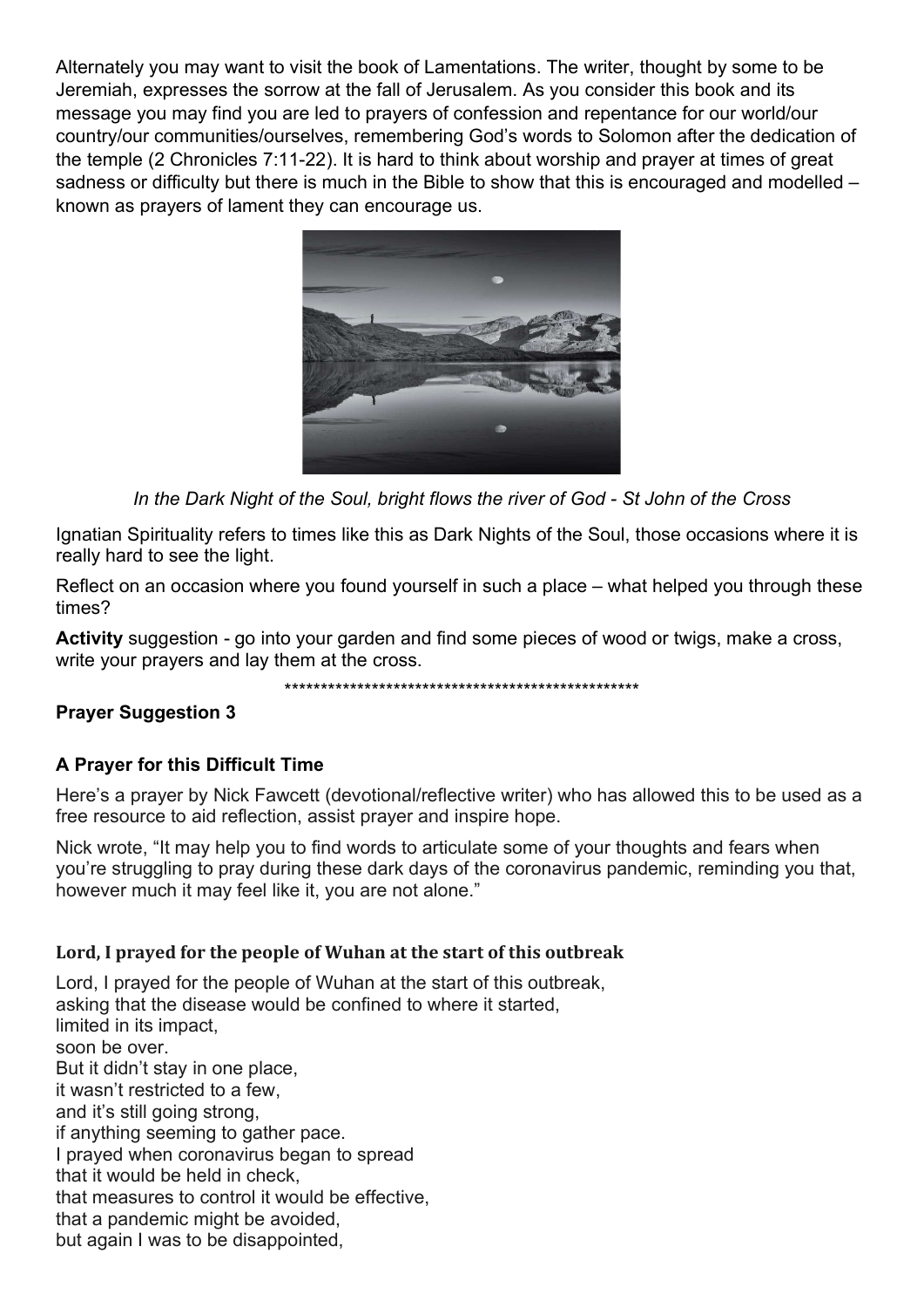Alternately you may want to visit the book of Lamentations. The writer, thought by some to be Jeremiah, expresses the sorrow at the fall of Jerusalem. As you consider this book and its message you may find you are led to prayers of confession and repentance for our world/our country/our communities/ourselves, remembering God's words to Solomon after the dedication of the temple (2 Chronicles 7:11-22). It is hard to think about worship and prayer at times of great sadness or difficulty but there is much in the Bible to show that this is encouraged and modelled – known as prayers of lament they can encourage us.

*In the Dark Night of the Soul, bright flows the river of God - St John of the Cross*

Ignatian Spirituality refers to times like this as Dark Nights of the Soul, those occasions where it is really hard to see the light.

Reflect on an occasion where you found yourself in such a place – what helped you through these times?

**Activity** suggestion - go into your garden and find some pieces of wood or twigs, make a cross, write your prayers and lay them at the cross.

\*\*\*\*\*\*\*\*\*\*\*\*\*\*\*\*\*\*\*\*\*\*\*\*\*\*\*\*\*\*\*\*\*\*\*\*\*\*\*\*\*\*\*\*\*\*\*\*\*\*\*\*

**Prayer Suggestion 3**

**A Prayer for this Difficult Time**

Here's a prayer by Nick Fawcett (devotional/reflective writer) who has allowed this to be used as a free resource to aid reflection, assist prayer and inspire hope.

Nick wrote, "It may help you to find words to articulate some of your thoughts and fears when you're struggling to pray during these dark days of the coronavirus pandemic, reminding you that, however much it may feel like it, you are not alone."

**Lord, I prayed for the people of Wuhan at the start of this outbreak**

Lord, I prayed for the people of Wuhan at the start of this outbreak,
asking that the disease would be confined to where it started,
limited in its impact,
soon be over.
But it didn't stay in one place,
it wasn't restricted to a few,
and it's still going strong,
if anything seeming to gather pace.
I prayed when coronavirus began to spread
that it would be held in check,
that measures to control it would be effective,
that a pandemic might be avoided,
but again I was to be disappointed,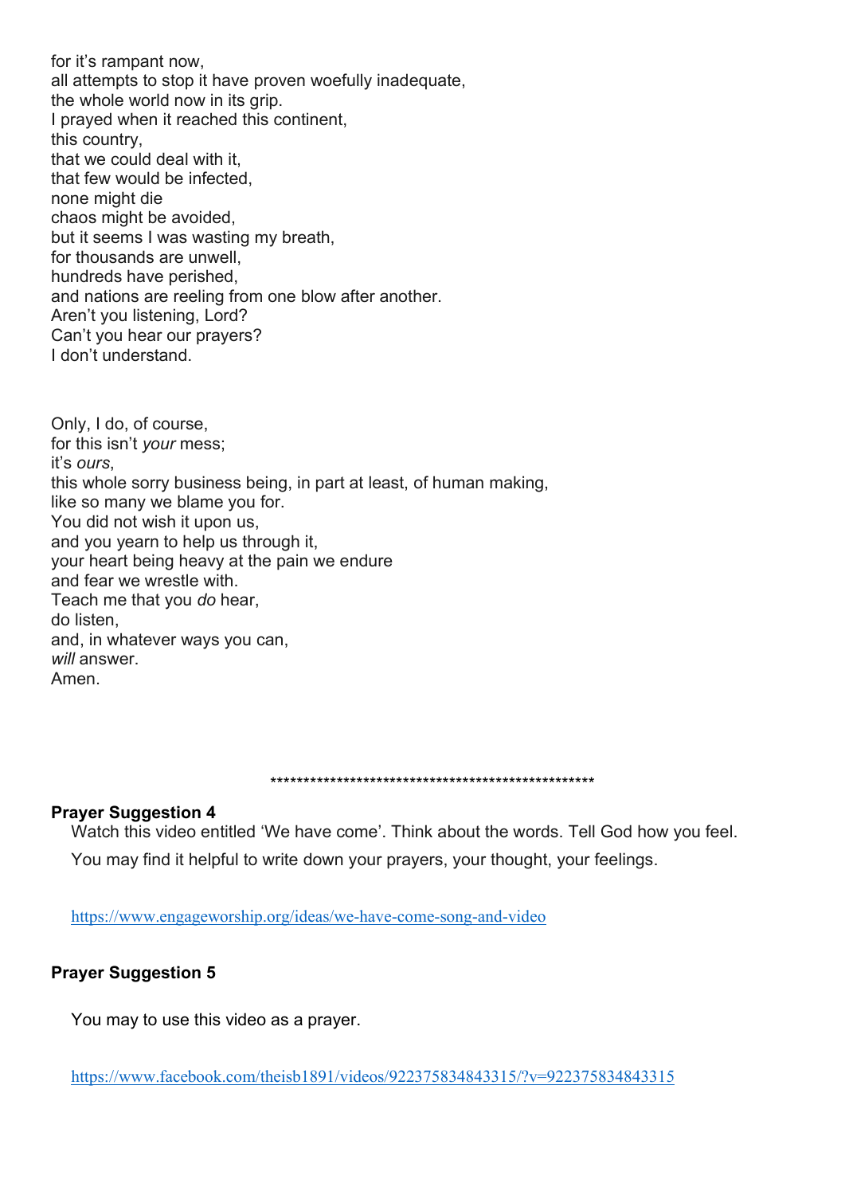for it's rampant now,
all attempts to stop it have proven woefully inadequate,
the whole world now in its grip.
I prayed when it reached this continent,
this country,
that we could deal with it,
that few would be infected,
none might die
chaos might be avoided,
but it seems I was wasting my breath,
for thousands are unwell,
hundreds have perished,
and nations are reeling from one blow after another.
Aren't you listening, Lord?
Can't you hear our prayers?
I don't understand.

Only, I do, of course,
for this isn't *your* mess;
it's *ours*,
this whole sorry business being, in part at least, of human making,
like so many we blame you for.
You did not wish it upon us,
and you yearn to help us through it,
your heart being heavy at the pain we endure
and fear we wrestle with.
Teach me that you *do* hear,
do listen,
and, in whatever ways you can,
*will* answer.
Amen.

**************************************************

**Prayer Suggestion 4**

Watch this video entitled 'We have come'. Think about the words. Tell God how you feel.

You may find it helpful to write down your prayers, your thought, your feelings.

https://www.engageworship.org/ideas/we-have-come-song-and-video

**Prayer Suggestion 5**

You may to use this video as a prayer.

https://www.facebook.com/theisb1891/videos/922375834843315/?v=922375834843315